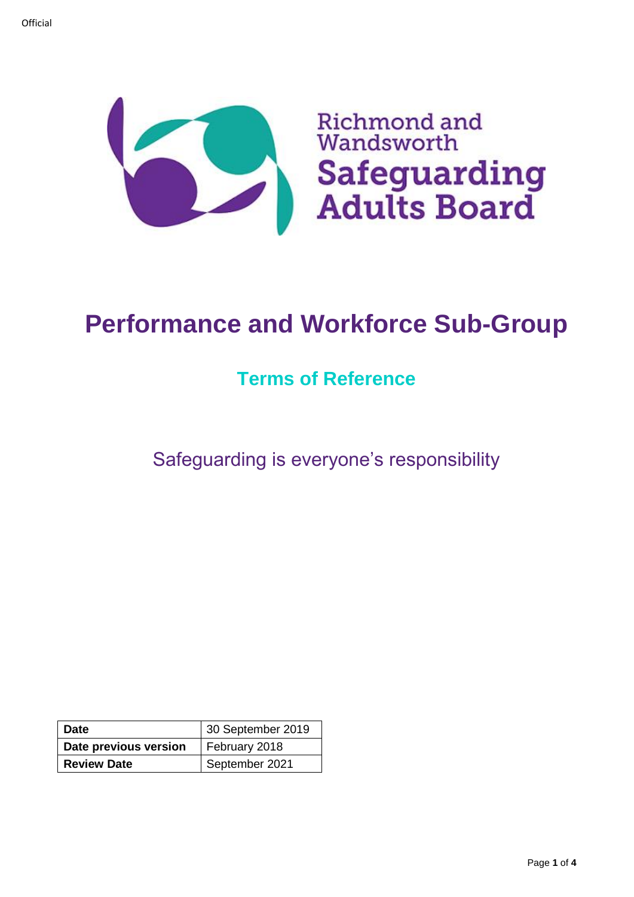Official

Richmond and Wandsworth

**Safeguarding Adults Board**

# Performance and Workforce Sub-Group

## Terms of Reference

Safeguarding is everyone's responsibility

| **Date** | 30 September 2019 |
| --- | --- |
| **Date previous version** | February 2018 |
| **Review Date** | September 2021 |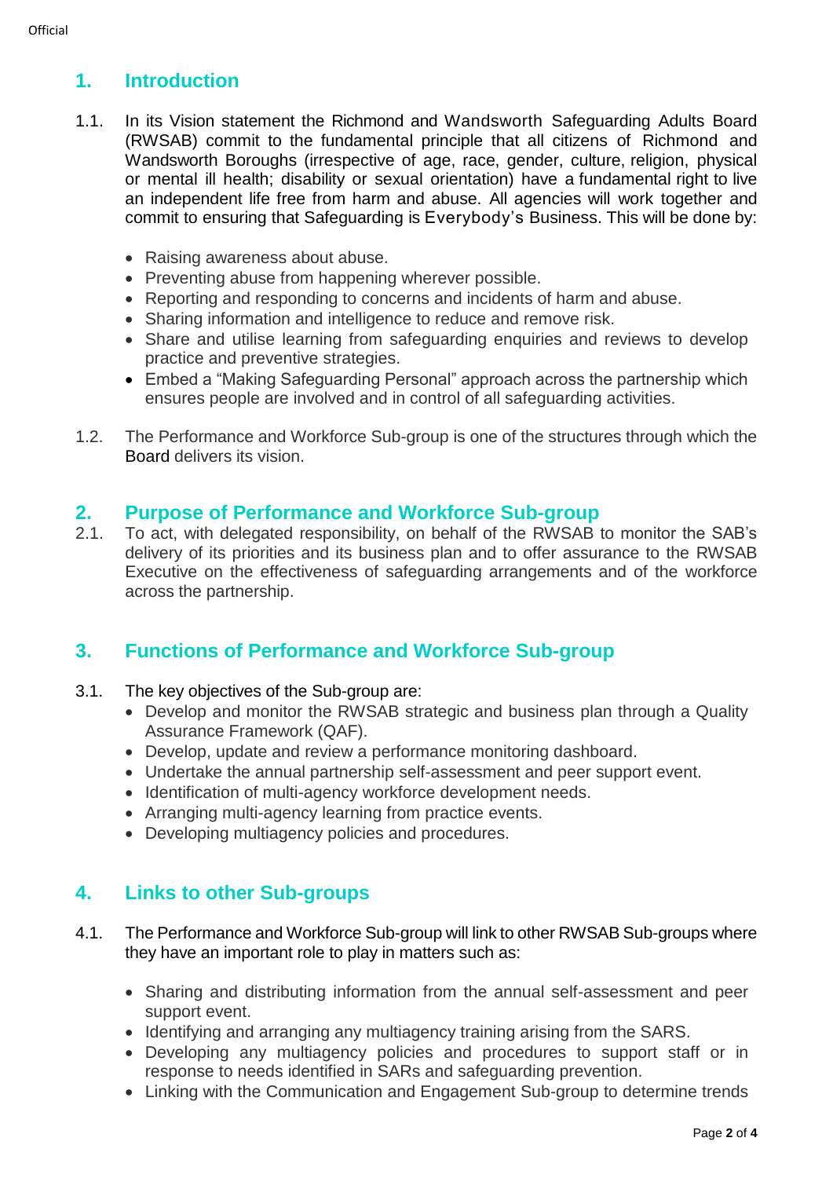## 1. Introduction

1.1. In its Vision statement the Richmond and Wandsworth Safeguarding Adults Board (RWSAB) commit to the fundamental principle that all citizens of Richmond and Wandsworth Boroughs (irrespective of age, race, gender, culture, religion, physical or mental ill health; disability or sexual orientation) have a fundamental right to live an independent life free from harm and abuse. All agencies will work together and commit to ensuring that Safeguarding is Everybody's Business. This will be done by:

- Raising awareness about abuse.
- Preventing abuse from happening wherever possible.
- Reporting and responding to concerns and incidents of harm and abuse.
- Sharing information and intelligence to reduce and remove risk.
- Share and utilise learning from safeguarding enquiries and reviews to develop practice and preventive strategies.
- Embed a "Making Safeguarding Personal" approach across the partnership which ensures people are involved and in control of all safeguarding activities.

1.2. The Performance and Workforce Sub-group is one of the structures through which the Board delivers its vision.

## 2. Purpose of Performance and Workforce Sub-group

2.1. To act, with delegated responsibility, on behalf of the RWSAB to monitor the SAB's delivery of its priorities and its business plan and to offer assurance to the RWSAB Executive on the effectiveness of safeguarding arrangements and of the workforce across the partnership.

## 3. Functions of Performance and Workforce Sub-group

3.1. The key objectives of the Sub-group are:

- Develop and monitor the RWSAB strategic and business plan through a Quality Assurance Framework (QAF).
- Develop, update and review a performance monitoring dashboard.
- Undertake the annual partnership self-assessment and peer support event.
- Identification of multi-agency workforce development needs.
- Arranging multi-agency learning from practice events.
- Developing multiagency policies and procedures.

## 4. Links to other Sub-groups

4.1. The Performance and Workforce Sub-group will link to other RWSAB Sub-groups where they have an important role to play in matters such as:

- Sharing and distributing information from the annual self-assessment and peer support event.
- Identifying and arranging any multiagency training arising from the SARS.
- Developing any multiagency policies and procedures to support staff or in response to needs identified in SARs and safeguarding prevention.
- Linking with the Communication and Engagement Sub-group to determine trends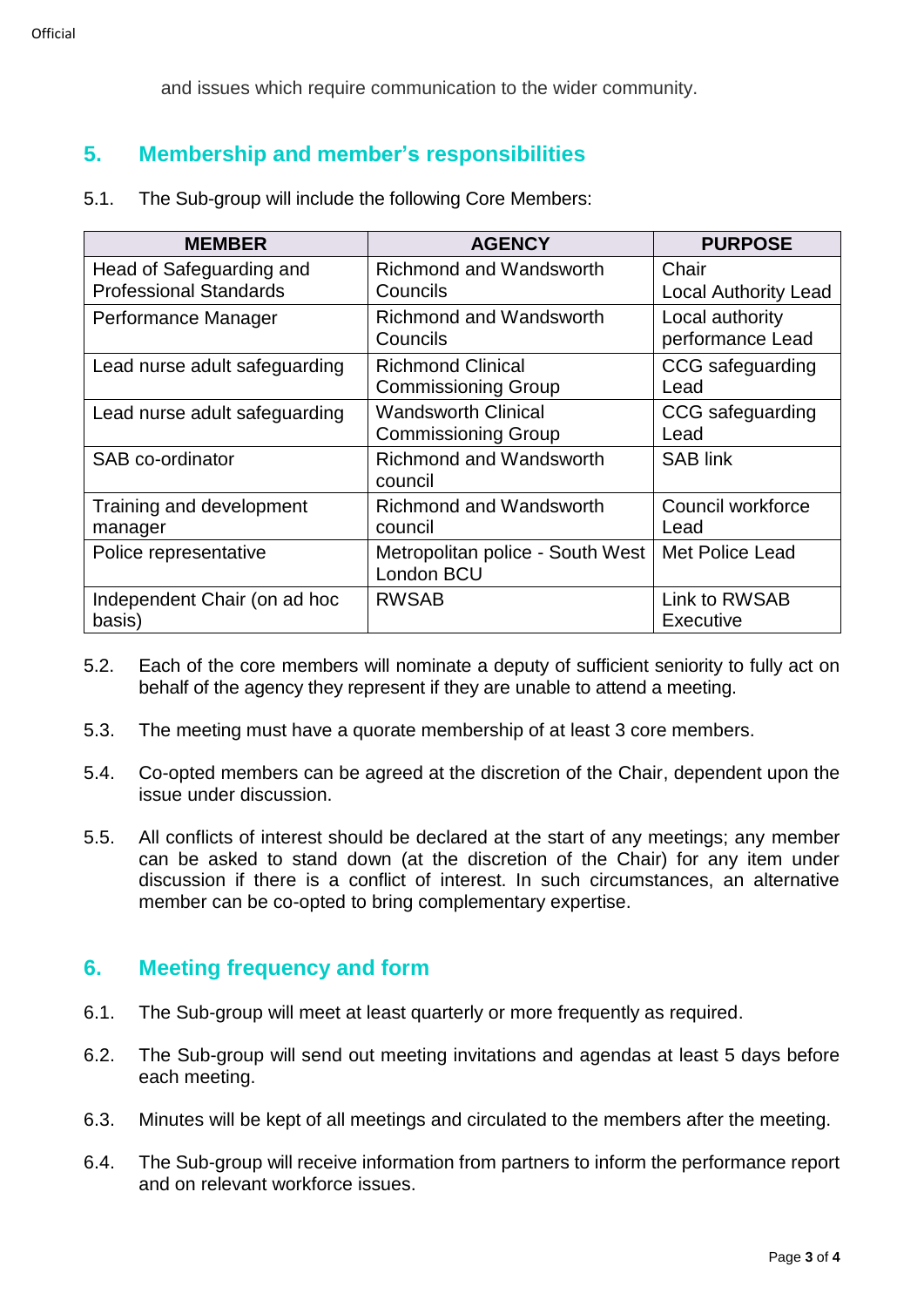and issues which require communication to the wider community.

## 5. Membership and member's responsibilities

5.1. The Sub-group will include the following Core Members:

| MEMBER | AGENCY | PURPOSE |
| --- | --- | --- |
| Head of Safeguarding and Professional Standards | Richmond and Wandsworth Councils | Chair<br>Local Authority Lead |
| Performance Manager | Richmond and Wandsworth Councils | Local authority performance Lead |
| Lead nurse adult safeguarding | Richmond Clinical Commissioning Group | CCG safeguarding Lead |
| Lead nurse adult safeguarding | Wandsworth Clinical Commissioning Group | CCG safeguarding Lead |
| SAB co-ordinator | Richmond and Wandsworth council | SAB link |
| Training and development manager | Richmond and Wandsworth council | Council workforce Lead |
| Police representative | Metropolitan police - South West London BCU | Met Police Lead |
| Independent Chair (on ad hoc basis) | RWSAB | Link to RWSAB Executive |

5.2. Each of the core members will nominate a deputy of sufficient seniority to fully act on behalf of the agency they represent if they are unable to attend a meeting.

5.3. The meeting must have a quorate membership of at least 3 core members.

5.4. Co-opted members can be agreed at the discretion of the Chair, dependent upon the issue under discussion.

5.5. All conflicts of interest should be declared at the start of any meetings; any member can be asked to stand down (at the discretion of the Chair) for any item under discussion if there is a conflict of interest. In such circumstances, an alternative member can be co-opted to bring complementary expertise.

## 6. Meeting frequency and form

6.1. The Sub-group will meet at least quarterly or more frequently as required.

6.2. The Sub-group will send out meeting invitations and agendas at least 5 days before each meeting.

6.3. Minutes will be kept of all meetings and circulated to the members after the meeting.

6.4. The Sub-group will receive information from partners to inform the performance report and on relevant workforce issues.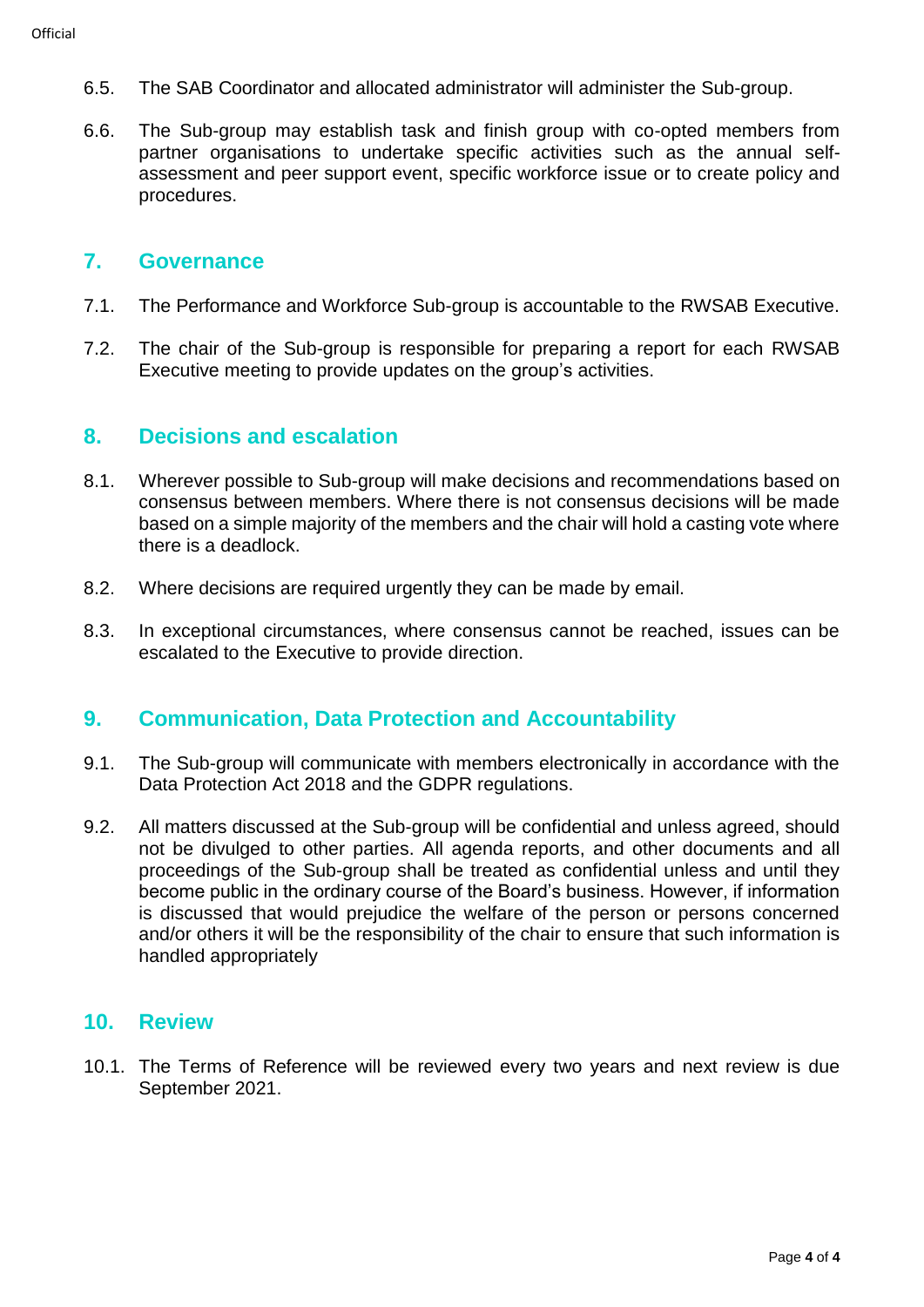6.5. The SAB Coordinator and allocated administrator will administer the Sub-group.

6.6. The Sub-group may establish task and finish group with co-opted members from partner organisations to undertake specific activities such as the annual self-assessment and peer support event, specific workforce issue or to create policy and procedures.

## 7. Governance

7.1. The Performance and Workforce Sub-group is accountable to the RWSAB Executive.

7.2. The chair of the Sub-group is responsible for preparing a report for each RWSAB Executive meeting to provide updates on the group's activities.

## 8. Decisions and escalation

8.1. Wherever possible to Sub-group will make decisions and recommendations based on consensus between members. Where there is not consensus decisions will be made based on a simple majority of the members and the chair will hold a casting vote where there is a deadlock.

8.2. Where decisions are required urgently they can be made by email.

8.3. In exceptional circumstances, where consensus cannot be reached, issues can be escalated to the Executive to provide direction.

## 9. Communication, Data Protection and Accountability

9.1. The Sub-group will communicate with members electronically in accordance with the Data Protection Act 2018 and the GDPR regulations.

9.2. All matters discussed at the Sub-group will be confidential and unless agreed, should not be divulged to other parties. All agenda reports, and other documents and all proceedings of the Sub-group shall be treated as confidential unless and until they become public in the ordinary course of the Board's business. However, if information is discussed that would prejudice the welfare of the person or persons concerned and/or others it will be the responsibility of the chair to ensure that such information is handled appropriately

## 10. Review

10.1. The Terms of Reference will be reviewed every two years and next review is due September 2021.